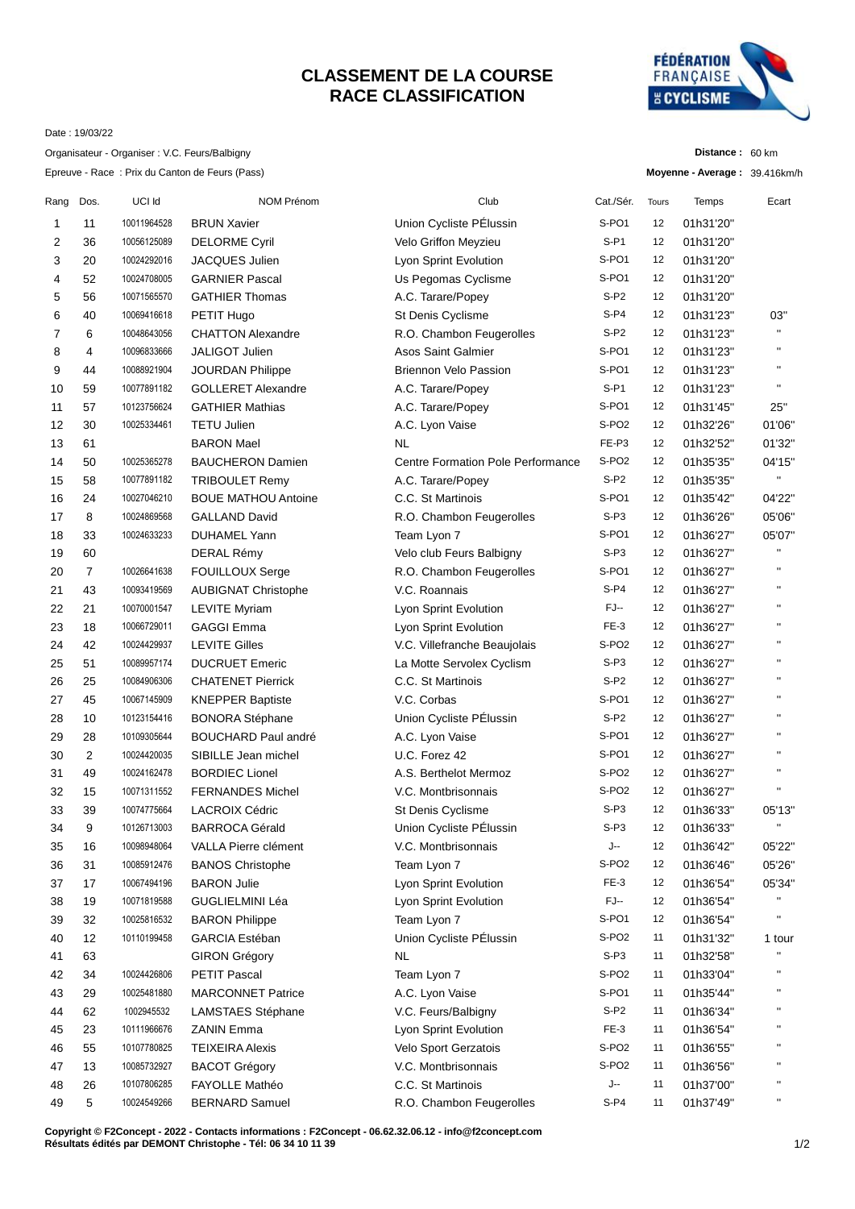# CLASSEMENT DE LA COURSE
# RACE CLASSIFICATION

Date : 19/03/22

Organisateur - Organiser : V.C. Feurs/Balbigny

Epreuve - Race : Prix du Canton de Feurs (Pass)

**Distance :** 60 km

**Moyenne - Average :** 39.416km/h

| Rang | Dos. | UCI Id | NOM Prénom | Club | Cat./Sér. | Tours | Temps | Ecart |
|---|---|---|---|---|---|---|---|---|
| 1 | 11 | 10011964528 | BRUN Xavier | Union Cycliste PÉlussin | S-PO1 | 12 | 01h31'20'' | |
| 2 | 36 | 10056125089 | DELORME Cyril | Velo Griffon Meyzieu | S-P1 | 12 | 01h31'20'' | |
| 3 | 20 | 10024292016 | JACQUES Julien | Lyon Sprint Evolution | S-PO1 | 12 | 01h31'20'' | |
| 4 | 52 | 10024708005 | GARNIER Pascal | Us Pegomas Cyclisme | S-PO1 | 12 | 01h31'20'' | |
| 5 | 56 | 10071565570 | GATHIER Thomas | A.C. Tarare/Popey | S-P2 | 12 | 01h31'20'' | |
| 6 | 40 | 10069416618 | PETIT Hugo | St Denis Cyclisme | S-P4 | 12 | 01h31'23'' | 03'' |
| 7 | 6 | 10048643056 | CHATTON Alexandre | R.O. Chambon Feugerolles | S-P2 | 12 | 01h31'23'' | " |
| 8 | 4 | 10096833666 | JALIGOT Julien | Asos Saint Galmier | S-PO1 | 12 | 01h31'23'' | " |
| 9 | 44 | 10088921904 | JOURDAN Philippe | Briennon Velo Passion | S-PO1 | 12 | 01h31'23'' | " |
| 10 | 59 | 10077891182 | GOLLERET Alexandre | A.C. Tarare/Popey | S-P1 | 12 | 01h31'23'' | " |
| 11 | 57 | 10123756624 | GATHIER Mathias | A.C. Tarare/Popey | S-PO1 | 12 | 01h31'45'' | 25'' |
| 12 | 30 | 10025334461 | TETU Julien | A.C. Lyon Vaise | S-PO2 | 12 | 01h32'26'' | 01'06'' |
| 13 | 61 | | BARON Mael | NL | FE-P3 | 12 | 01h32'52'' | 01'32'' |
| 14 | 50 | 10025365278 | BAUCHERON Damien | Centre Formation Pole Performance | S-PO2 | 12 | 01h35'35'' | 04'15'' |
| 15 | 58 | 10077891182 | TRIBOULET Remy | A.C. Tarare/Popey | S-P2 | 12 | 01h35'35'' | " |
| 16 | 24 | 10027046210 | BOUE MATHOU Antoine | C.C. St Martinois | S-PO1 | 12 | 01h35'42'' | 04'22'' |
| 17 | 8 | 10024869568 | GALLAND David | R.O. Chambon Feugerolles | S-P3 | 12 | 01h36'26'' | 05'06'' |
| 18 | 33 | 10024633233 | DUHAMEL Yann | Team Lyon 7 | S-PO1 | 12 | 01h36'27'' | 05'07'' |
| 19 | 60 | | DERAL Rémy | Velo club Feurs Balbigny | S-P3 | 12 | 01h36'27'' | " |
| 20 | 7 | 10026641638 | FOUILLOUX Serge | R.O. Chambon Feugerolles | S-PO1 | 12 | 01h36'27'' | " |
| 21 | 43 | 10093419569 | AUBIGNAT Christophe | V.C. Roannais | S-P4 | 12 | 01h36'27'' | " |
| 22 | 21 | 10070001547 | LEVITE Myriam | Lyon Sprint Evolution | FJ-- | 12 | 01h36'27'' | " |
| 23 | 18 | 10066729011 | GAGGI Emma | Lyon Sprint Evolution | FE-3 | 12 | 01h36'27'' | " |
| 24 | 42 | 10024429937 | LEVITE Gilles | V.C. Villefranche Beaujolais | S-PO2 | 12 | 01h36'27'' | " |
| 25 | 51 | 10089957174 | DUCRUET Emeric | La Motte Servolex Cyclism | S-P3 | 12 | 01h36'27'' | " |
| 26 | 25 | 10084906306 | CHATENET Pierrick | C.C. St Martinois | S-P2 | 12 | 01h36'27'' | " |
| 27 | 45 | 10067145909 | KNEPPER Baptiste | V.C. Corbas | S-PO1 | 12 | 01h36'27'' | " |
| 28 | 10 | 10123154416 | BONORA Stéphane | Union Cycliste PÉlussin | S-P2 | 12 | 01h36'27'' | " |
| 29 | 28 | 10109305644 | BOUCHARD Paul andré | A.C. Lyon Vaise | S-PO1 | 12 | 01h36'27'' | " |
| 30 | 2 | 10024420035 | SIBILLE Jean michel | U.C. Forez 42 | S-PO1 | 12 | 01h36'27'' | " |
| 31 | 49 | 10024162478 | BORDIEC Lionel | A.S. Berthelot Mermoz | S-PO2 | 12 | 01h36'27'' | " |
| 32 | 15 | 10071311552 | FERNANDES Michel | V.C. Montbrisonnais | S-PO2 | 12 | 01h36'27'' | " |
| 33 | 39 | 10074775664 | LACROIX Cédric | St Denis Cyclisme | S-P3 | 12 | 01h36'33'' | 05'13'' |
| 34 | 9 | 10126713003 | BARROCA Gérald | Union Cycliste PÉlussin | S-P3 | 12 | 01h36'33'' | " |
| 35 | 16 | 10098948064 | VALLA Pierre clément | V.C. Montbrisonnais | J-- | 12 | 01h36'42'' | 05'22'' |
| 36 | 31 | 10085912476 | BANOS Christophe | Team Lyon 7 | S-PO2 | 12 | 01h36'46'' | 05'26'' |
| 37 | 17 | 10067494196 | BARON Julie | Lyon Sprint Evolution | FE-3 | 12 | 01h36'54'' | 05'34'' |
| 38 | 19 | 10071819588 | GUGLIELMINI Léa | Lyon Sprint Evolution | FJ-- | 12 | 01h36'54'' | " |
| 39 | 32 | 10025816532 | BARON Philippe | Team Lyon 7 | S-PO1 | 12 | 01h36'54'' | " |
| 40 | 12 | 10110199458 | GARCIA Estéban | Union Cycliste PÉlussin | S-PO2 | 11 | 01h31'32'' | 1 tour |
| 41 | 63 | | GIRON Grégory | NL | S-P3 | 11 | 01h32'58'' | " |
| 42 | 34 | 10024426806 | PETIT Pascal | Team Lyon 7 | S-PO2 | 11 | 01h33'04'' | " |
| 43 | 29 | 10025481880 | MARCONNET Patrice | A.C. Lyon Vaise | S-PO1 | 11 | 01h35'44'' | " |
| 44 | 62 | 1002945532 | LAMSTAES Stéphane | V.C. Feurs/Balbigny | S-P2 | 11 | 01h36'34'' | " |
| 45 | 23 | 10111966676 | ZANIN Emma | Lyon Sprint Evolution | FE-3 | 11 | 01h36'54'' | " |
| 46 | 55 | 10107780825 | TEIXEIRA Alexis | Velo Sport Gerzatois | S-PO2 | 11 | 01h36'55'' | " |
| 47 | 13 | 10085732927 | BACOT Grégory | V.C. Montbrisonnais | S-PO2 | 11 | 01h36'56'' | " |
| 48 | 26 | 10107806285 | FAYOLLE Mathéo | C.C. St Martinois | J-- | 11 | 01h37'00'' | " |
| 49 | 5 | 10024549266 | BERNARD Samuel | R.O. Chambon Feugerolles | S-P4 | 11 | 01h37'49'' | " |

**Copyright © F2Concept - 2022 - Contacts informations : F2Concept - 06.62.32.06.12 - info@f2concept.com**
**Résultats édités par DEMONT Christophe - Tél: 06 34 10 11 39**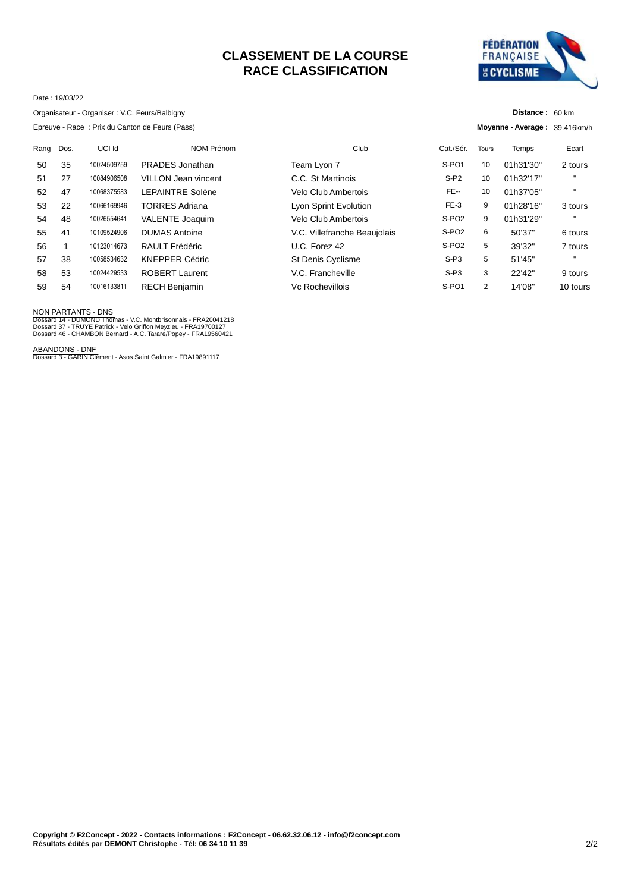# CLASSEMENT DE LA COURSE
# RACE CLASSIFICATION

Date : 19/03/22

Organisateur - Organiser : V.C. Feurs/Balbigny

Epreuve - Race : Prix du Canton de Feurs (Pass)

**Distance :** 60 km

**Moyenne - Average :** 39.416km/h

| Rang | Dos. | UCI Id | NOM Prénom | Club | Cat./Sér. | Tours | Temps | Ecart |
|---|---|---|---|---|---|---|---|---|
| 50 | 35 | 10024509759 | PRADES Jonathan | Team Lyon 7 | S-PO1 | 10 | 01h31'30'' | 2 tours |
| 51 | 27 | 10084906508 | VILLON Jean vincent | C.C. St Martinois | S-P2 | 10 | 01h32'17'' | '' |
| 52 | 47 | 10068375583 | LEPAINTRE Solène | Velo Club Ambertois | FE-- | 10 | 01h37'05'' | '' |
| 53 | 22 | 10066169946 | TORRES Adriana | Lyon Sprint Evolution | FE-3 | 9 | 01h28'16'' | 3 tours |
| 54 | 48 | 10026554641 | VALENTE Joaquim | Velo Club Ambertois | S-PO2 | 9 | 01h31'29'' | '' |
| 55 | 41 | 10109524906 | DUMAS Antoine | V.C. Villefranche Beaujolais | S-PO2 | 6 | 50'37'' | 6 tours |
| 56 | 1 | 10123014673 | RAULT Frédéric | U.C. Forez 42 | S-PO2 | 5 | 39'32'' | 7 tours |
| 57 | 38 | 10058534632 | KNEPPER Cédric | St Denis Cyclisme | S-P3 | 5 | 51'45'' | '' |
| 58 | 53 | 10024429533 | ROBERT Laurent | V.C. Francheville | S-P3 | 3 | 22'42'' | 9 tours |
| 59 | 54 | 10016133811 | RECH Benjamin | Vc Rochevillois | S-PO1 | 2 | 14'08'' | 10 tours |

NON PARTANTS - DNS

Dossard 14 - DUMOND Thomas - V.C. Montbrisonnais - FRA20041218
Dossard 37 - TRUYE Patrick - Velo Griffon Meyzieu - FRA19700127
Dossard 46 - CHAMBON Bernard - A.C. Tarare/Popey - FRA19560421

ABANDONS - DNF

Dossard 3 - GARIN Clement - Asos Saint Galmier - FRA19891117

**Copyright © F2Concept - 2022 - Contacts informations : F2Concept - 06.62.32.06.12 - info@f2concept.com**
**Résultats édités par DEMONT Christophe - Tél: 06 34 10 11 39**